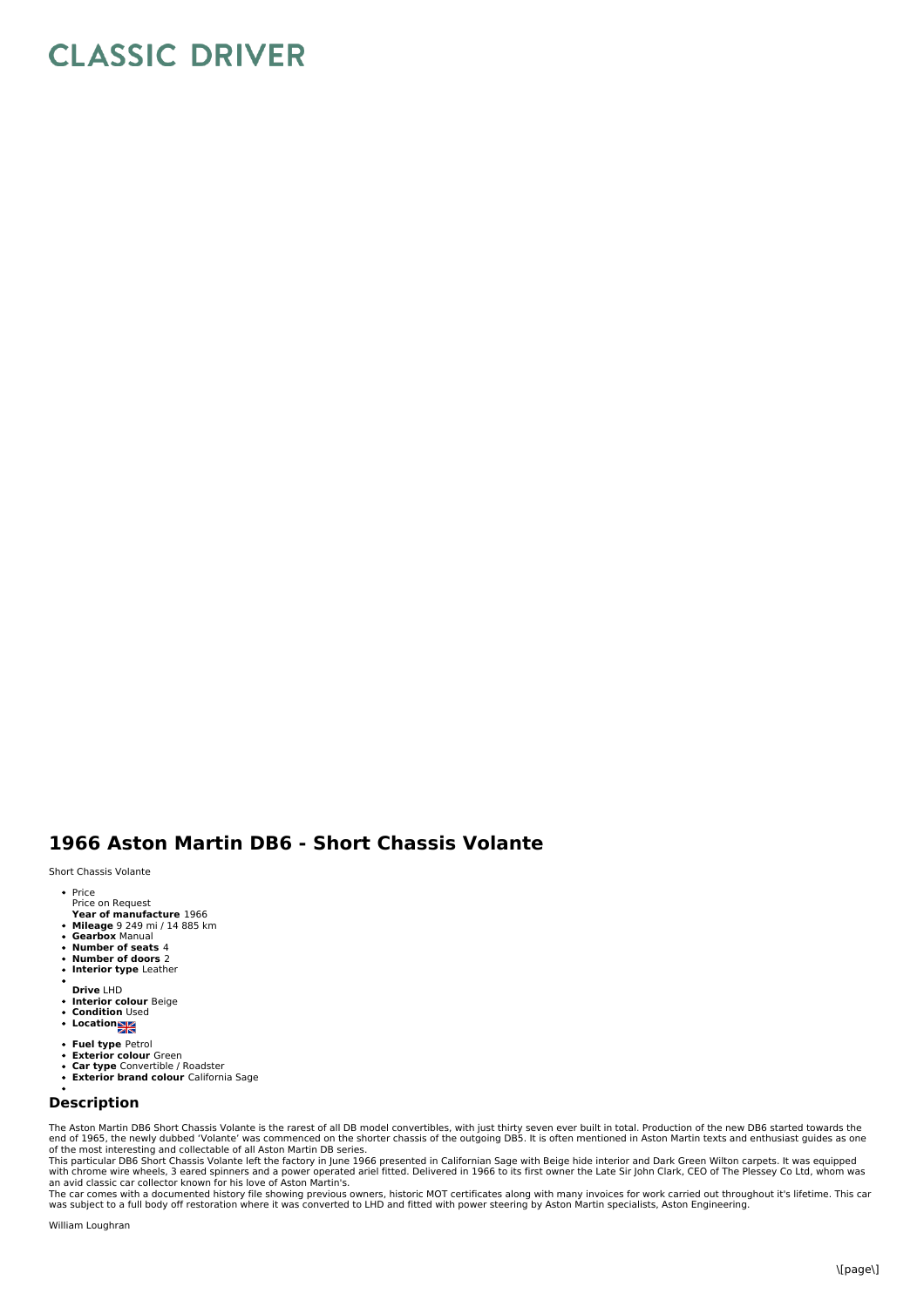# CLASSIC DRIVER

## 1966 Aston Martin DB6 - Short Chassis Volante

Short Chassis Volante

- Price
  Price on Request
  **Year of manufacture** 1966
- **Mileage** 9 249 mi / 14 885 km
- **Gearbox** Manual
- **Number of seats** 4
- **Number of doors** 2
- **Interior type** Leather
- 
  **Drive** LHD
- **Interior colour** Beige
- **Condition** Used
- **Location**
- **Fuel type** Petrol
- **Exterior colour** Green
- **Car type** Convertible / Roadster
- **Exterior brand colour** California Sage
- 

### Description

The Aston Martin DB6 Short Chassis Volante is the rarest of all DB model convertibles, with just thirty seven ever built in total. Production of the new DB6 started towards the end of 1965, the newly dubbed 'Volante' was commenced on the shorter chassis of the outgoing DB5. It is often mentioned in Aston Martin texts and enthusiast guides as one of the most interesting and collectable of all Aston Martin DB series.

This particular DB6 Short Chassis Volante left the factory in June 1966 presented in Californian Sage with Beige hide interior and Dark Green Wilton carpets. It was equipped with chrome wire wheels, 3 eared spinners and a power operated ariel fitted. Delivered in 1966 to its first owner the Late Sir John Clark, CEO of The Plessey Co Ltd, whom was an avid classic car collector known for his love of Aston Martin's.

The car comes with a documented history file showing previous owners, historic MOT certificates along with many invoices for work carried out throughout it's lifetime. This car was subject to a full body off restoration where it was converted to LHD and fitted with power steering by Aston Martin specialists, Aston Engineering.

William Loughran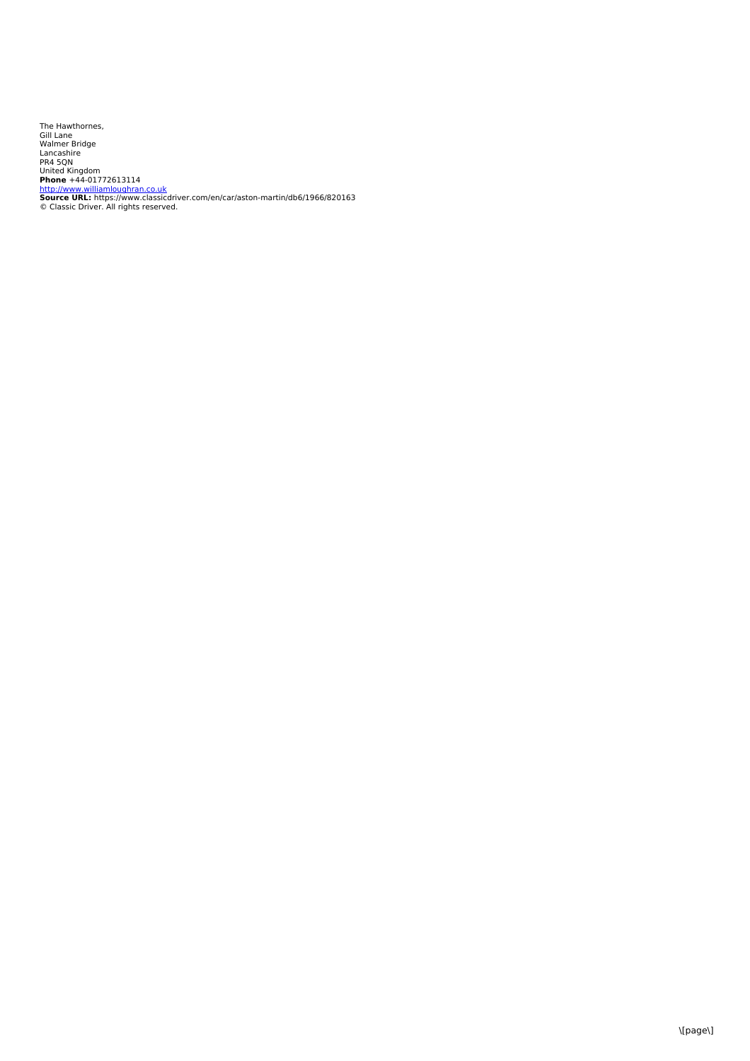The Hawthornes,
Gill Lane
Walmer Bridge
Lancashire
PR4 5QN
United Kingdom
**Phone** +44-01772613114
[http://www.williamloughran.co.uk](http://www.williamloughran.co.uk)
**Source URL:** https://www.classicdriver.com/en/car/aston-martin/db6/1966/820163
© Classic Driver. All rights reserved.